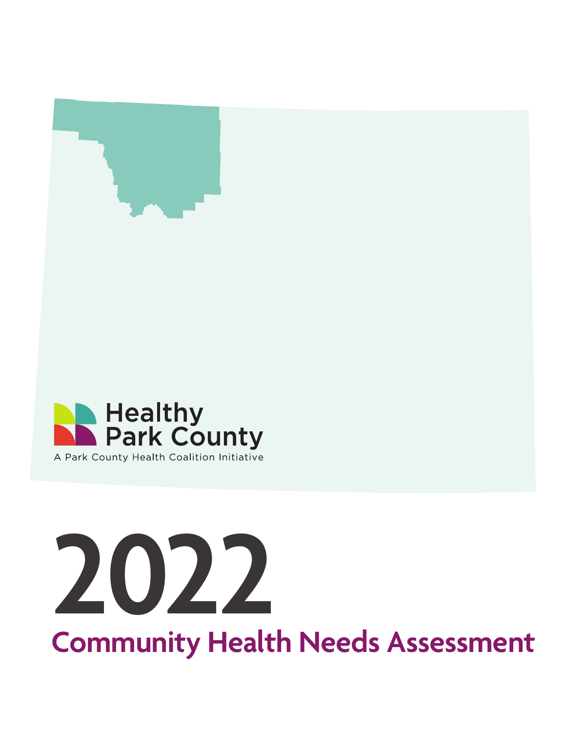Healthy Park County

A Park County Health Coalition Initiative

# 2022

## Community Health Needs Assessment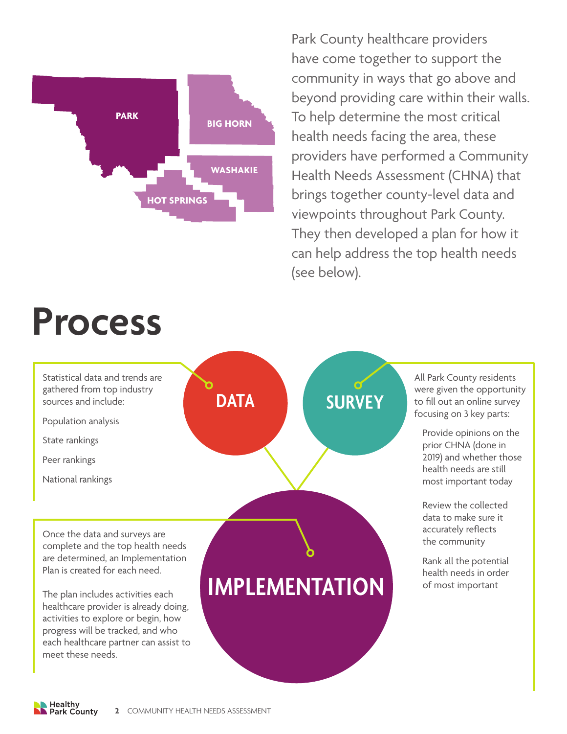PARK

BIG HORN

WASHAKIE

HOT SPRINGS

Park County healthcare providers have come together to support the community in ways that go above and beyond providing care within their walls. To help determine the most critical health needs facing the area, these providers have performed a Community Health Needs Assessment (CHNA) that brings together county-level data and viewpoints throughout Park County. They then developed a plan for how it can help address the top health needs (see below).

# Process

## DATA

Statistical data and trends are gathered from top industry sources and include:

- Population analysis
- State rankings
- Peer rankings
- National rankings

## SURVEY

All Park County residents were given the opportunity to fill out an online survey focusing on 3 key parts:

- Provide opinions on the prior CHNA (done in 2019) and whether those health needs are still most important today
- Review the collected data to make sure it accurately reflects the community
- Rank all the potential health needs in order of most important

## IMPLEMENTATION

Once the data and surveys are complete and the top health needs are determined, an Implementation Plan is created for each need.

The plan includes activities each healthcare provider is already doing, activities to explore or begin, how progress will be tracked, and who each healthcare partner can assist to meet these needs.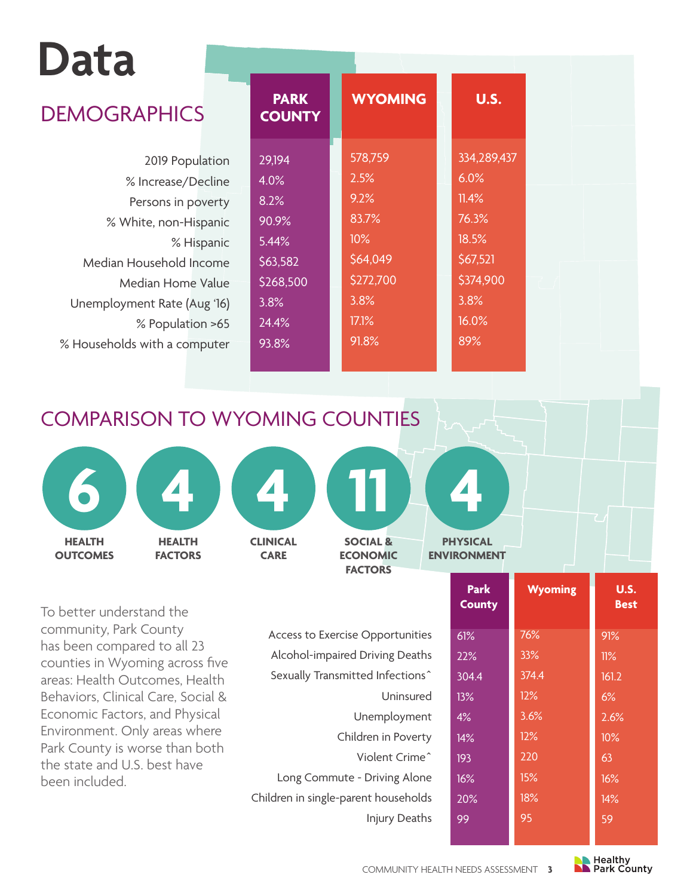# Data

## DEMOGRAPHICS

| | PARK COUNTY | WYOMING | U.S. |
|---|---|---|---|
| 2019 Population | 29,194 | 578,759 | 334,289,437 |
| % Increase/Decline | 4.0% | 2.5% | 6.0% |
| Persons in poverty | 8.2% | 9.2% | 11.4% |
| % White, non-Hispanic | 90.9% | 83.7% | 76.3% |
| % Hispanic | 5.44% | 10% | 18.5% |
| Median Household Income | $63,582 | $64,049 | $67,521 |
| Median Home Value | $268,500 | $272,700 | $374,900 |
| Unemployment Rate (Aug '16) | 3.8% | 3.8% | 3.8% |
| % Population >65 | 24.4% | 17.1% | 16.0% |
| % Households with a computer | 93.8% | 91.8% | 89% |

## COMPARISON TO WYOMING COUNTIES

- **6** HEALTH OUTCOMES
- **4** HEALTH FACTORS
- **4** CLINICAL CARE
- **11** SOCIAL & ECONOMIC FACTORS
- **4** PHYSICAL ENVIRONMENT

To better understand the community, Park County has been compared to all 23 counties in Wyoming across five areas: Health Outcomes, Health Behaviors, Clinical Care, Social & Economic Factors, and Physical Environment. Only areas where Park County is worse than both the state and U.S. best have been included.

| | Park County | Wyoming | U.S. Best |
|---|---|---|---|
| Access to Exercise Opportunities | 61% | 76% | 91% |
| Alcohol-impaired Driving Deaths | 22% | 33% | 11% |
| Sexually Transmitted Infections^ | 304.4 | 374.4 | 161.2 |
| Uninsured | 13% | 12% | 6% |
| Unemployment | 4% | 3.6% | 2.6% |
| Children in Poverty | 14% | 12% | 10% |
| Violent Crime^ | 193 | 220 | 63 |
| Long Commute - Driving Alone | 16% | 15% | 16% |
| Children in single-parent households | 20% | 18% | 14% |
| Injury Deaths | 99 | 95 | 59 |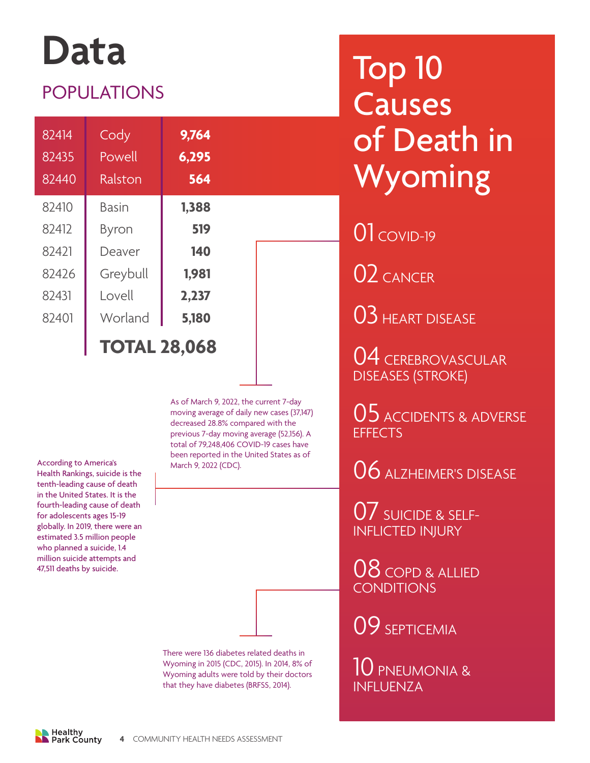# Data

## POPULATIONS

| Zip Code | City | Population |
|---|---|---|
| 82414 | Cody | **9,764** |
| 82435 | Powell | **6,295** |
| 82440 | Ralston | **564** |
| 82410 | Basin | **1,388** |
| 82412 | Byron | **519** |
| 82421 | Deaver | **140** |
| 82426 | Greybull | **1,981** |
| 82431 | Lovell | **2,237** |
| 82401 | Worland | **5,180** |
| | **TOTAL** | **28,068** |

As of March 9, 2022, the current 7-day moving average of daily new cases (37,147) decreased 28.8% compared with the previous 7-day moving average (52,156). A total of 79,248,406 COVID-19 cases have been reported in the United States as of March 9, 2022 (CDC).

According to America's Health Rankings, suicide is the tenth-leading cause of death in the United States. It is the fourth-leading cause of death for adolescents ages 15-19 globally. In 2019, there were an estimated 3.5 million people who planned a suicide, 1.4 million suicide attempts and 47,511 deaths by suicide.

There were 136 diabetes related deaths in Wyoming in 2015 (CDC, 2015). In 2014, 8% of Wyoming adults were told by their doctors that they have diabetes (BRFSS, 2014).

## Top 10 Causes of Death in Wyoming

01 COVID-19

02 CANCER

03 HEART DISEASE

04 CEREBROVASCULAR DISEASES (STROKE)

05 ACCIDENTS & ADVERSE EFFECTS

06 ALZHEIMER'S DISEASE

07 SUICIDE & SELF-INFLICTED INJURY

08 COPD & ALLIED CONDITIONS

09 SEPTICEMIA

10 PNEUMONIA & INFLUENZA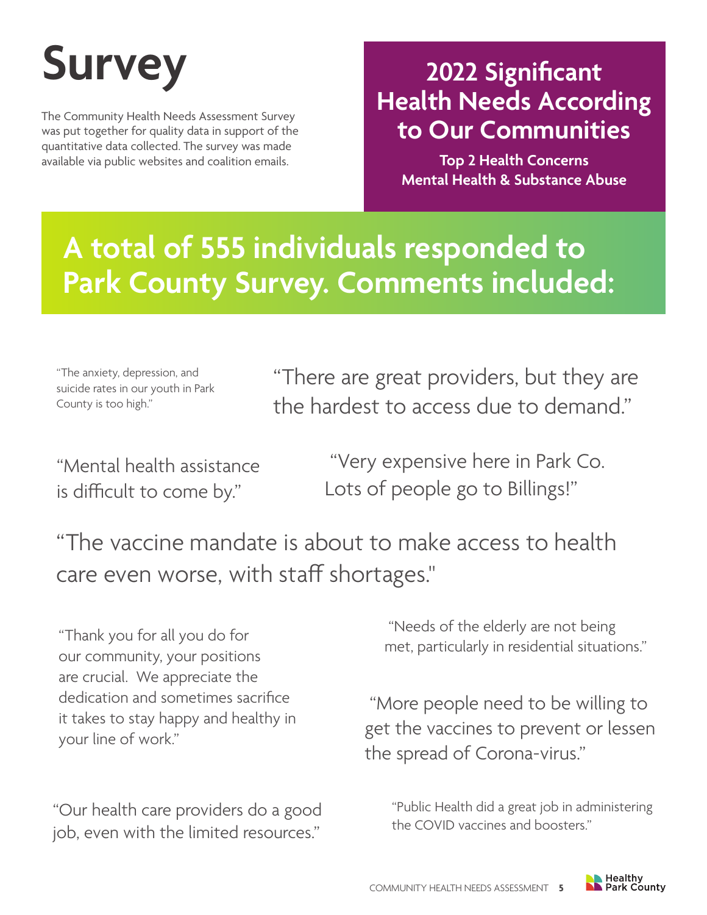# Survey

The Community Health Needs Assessment Survey was put together for quality data in support of the quantitative data collected. The survey was made available via public websites and coalition emails.

## 2022 Significant Health Needs According to Our Communities

**Top 2 Health Concerns**
**Mental Health & Substance Abuse**

## A total of 555 individuals responded to Park County Survey. Comments included:

"The anxiety, depression, and suicide rates in our youth in Park County is too high."

"There are great providers, but they are the hardest to access due to demand."

"Mental health assistance is difficult to come by."

"Very expensive here in Park Co. Lots of people go to Billings!"

"The vaccine mandate is about to make access to health care even worse, with staff shortages."

"Thank you for all you do for our community, your positions are crucial. We appreciate the dedication and sometimes sacrifice it takes to stay happy and healthy in your line of work."

"Needs of the elderly are not being met, particularly in residential situations."

"More people need to be willing to get the vaccines to prevent or lessen the spread of Corona-virus."

"Our health care providers do a good job, even with the limited resources."

"Public Health did a great job in administering the COVID vaccines and boosters."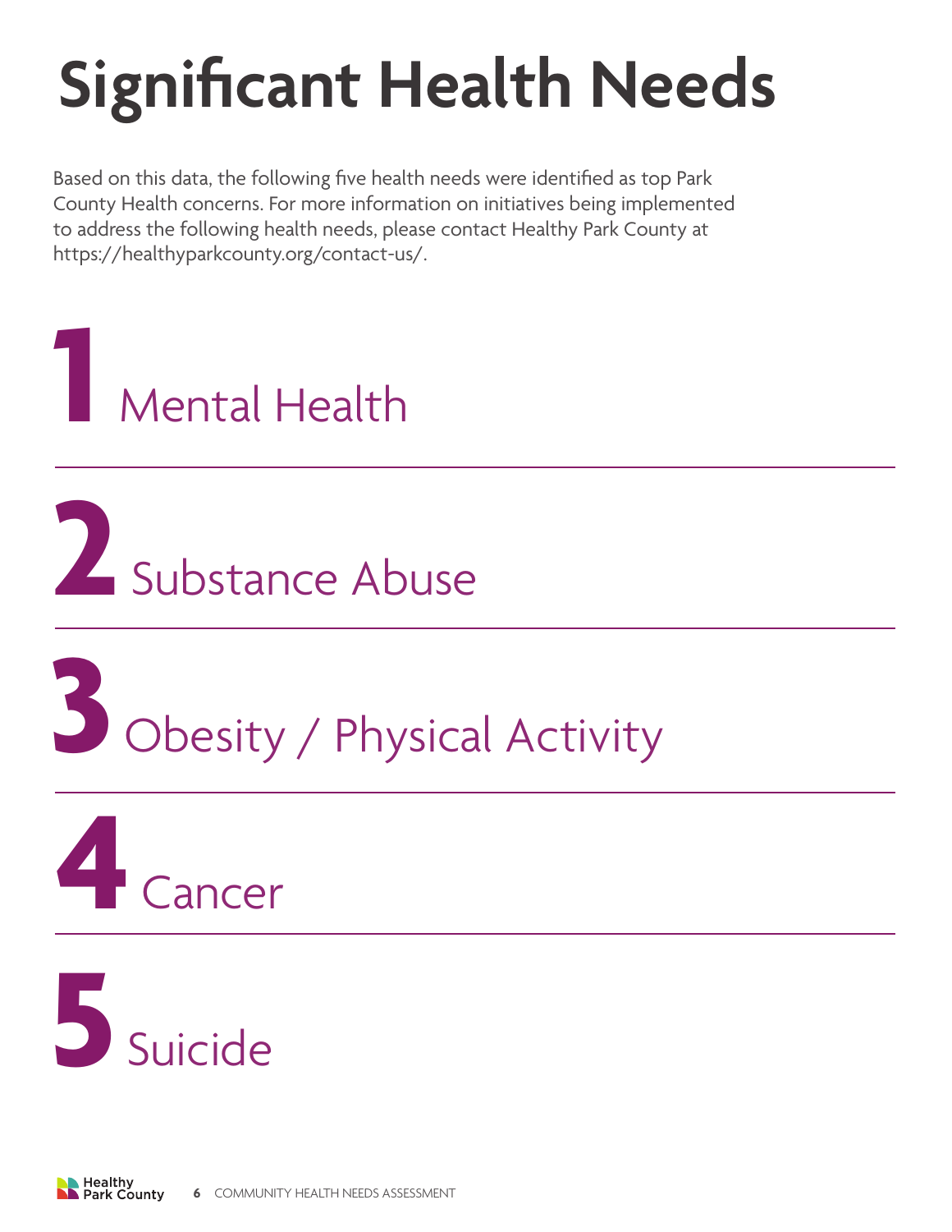# Significant Health Needs

Based on this data, the following five health needs were identified as top Park County Health concerns. For more information on initiatives being implemented to address the following health needs, please contact Healthy Park County at https://healthyparkcounty.org/contact-us/.

**1** Mental Health

**2** Substance Abuse

**3** Obesity / Physical Activity

**4** Cancer

**5** Suicide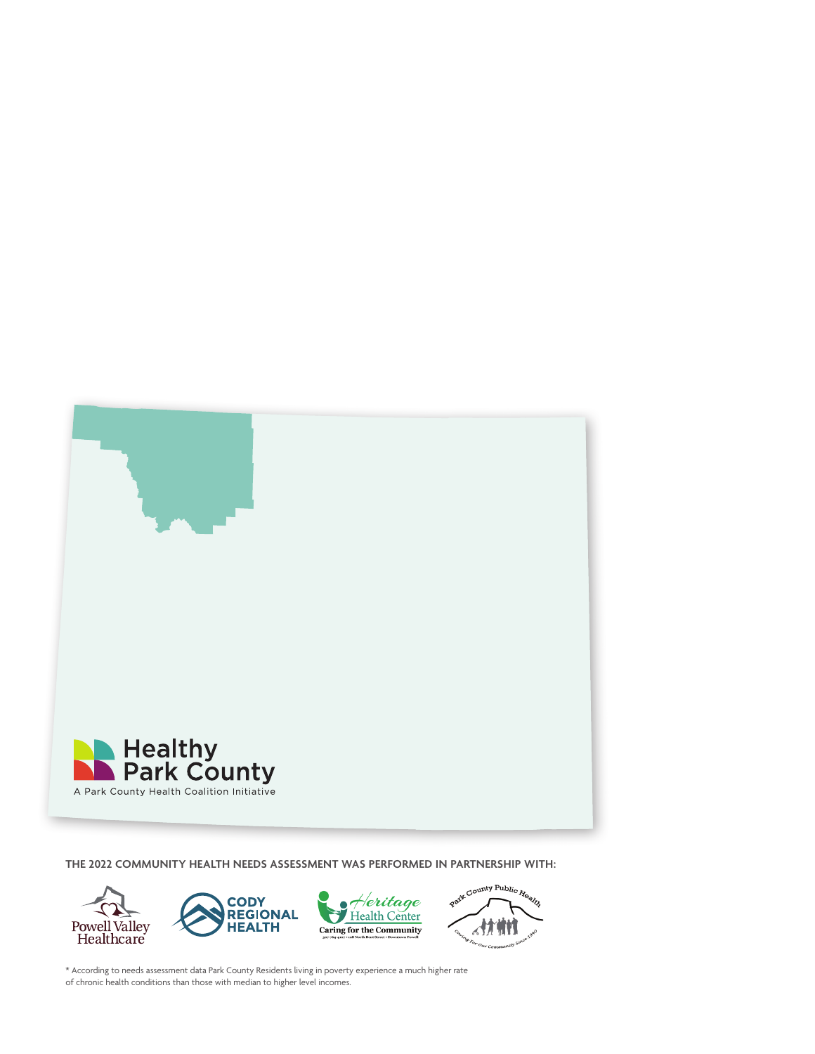Healthy Park County

A Park County Health Coalition Initiative

**THE 2022 COMMUNITY HEALTH NEEDS ASSESSMENT WAS PERFORMED IN PARTNERSHIP WITH:**

Powell Valley Healthcare

CODY REGIONAL HEALTH

Heritage Health Center — Caring for the Community

Park County Public Health — Caring for Our Community Since 1960

* According to needs assessment data Park County Residents living in poverty experience a much higher rate of chronic health conditions than those with median to higher level incomes.